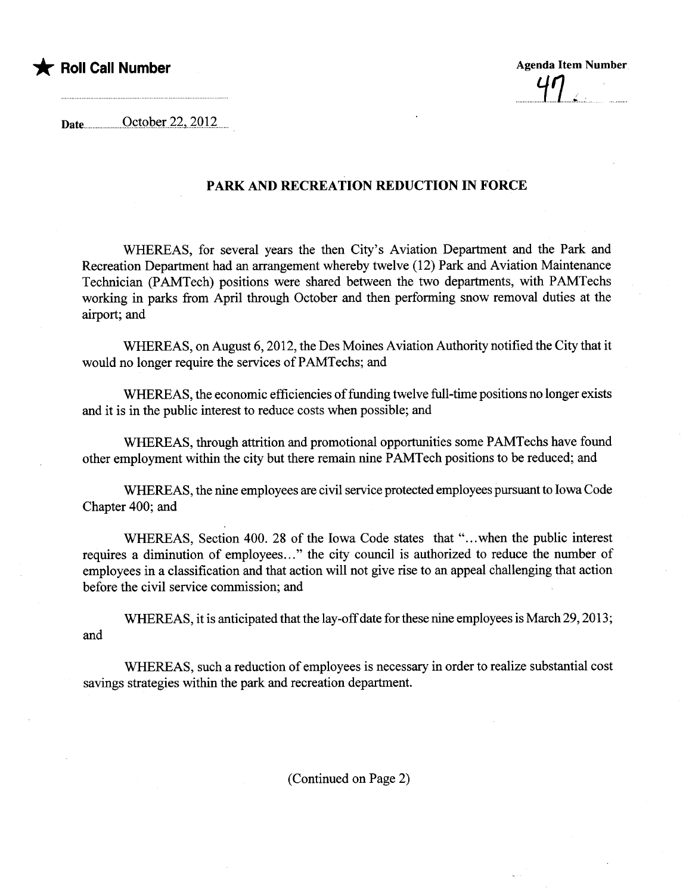★ **Roll Call Number**

**Agenda Item Number** 47

Date October 22, 2012

## PARK AND RECREATION REDUCTION IN FORCE

WHEREAS, for several years the then City's Aviation Department and the Park and Recreation Department had an arrangement whereby twelve (12) Park and Aviation Maintenance Technician (PAMTech) positions were shared between the two departments, with PAMTechs working in parks from April through October and then performing snow removal duties at the airport; and

WHEREAS, on August 6, 2012, the Des Moines Aviation Authority notified the City that it would no longer require the services of PAMTechs; and

WHEREAS, the economic efficiencies of funding twelve full-time positions no longer exists and it is in the public interest to reduce costs when possible; and

WHEREAS, through attrition and promotional opportunities some PAMTechs have found other employment within the city but there remain nine PAMTech positions to be reduced; and

WHEREAS, the nine employees are civil service protected employees pursuant to Iowa Code Chapter 400; and

WHEREAS, Section 400. 28 of the Iowa Code states that "...when the public interest requires a diminution of employees..." the city council is authorized to reduce the number of employees in a classification and that action will not give rise to an appeal challenging that action before the civil service commission; and

WHEREAS, it is anticipated that the lay-off date for these nine employees is March 29, 2013; and

WHEREAS, such a reduction of employees is necessary in order to realize substantial cost savings strategies within the park and recreation department.

(Continued on Page 2)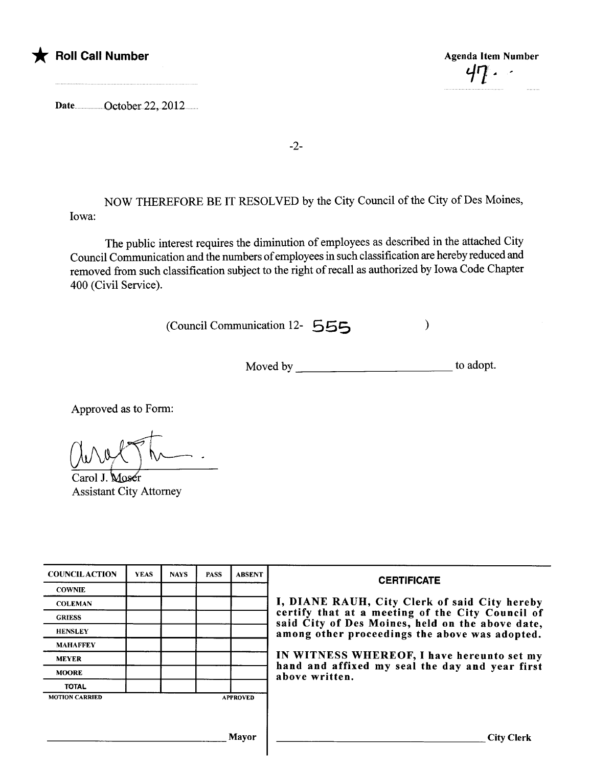★ **Roll Call Number**

**Agenda Item Number**

47.

Date October 22, 2012

NOW THEREFORE BE IT RESOLVED by the City Council of the City of Des Moines, Iowa:

The public interest requires the diminution of employees as described in the attached City Council Communication and the numbers of employees in such classification are hereby reduced and removed from such classification subject to the right of recall as authorized by Iowa Code Chapter 400 (Civil Service).

(Council Communication 12- 555 )

Moved by ____________________ to adopt.

Approved as to Form:

Carol J. Moser
Assistant City Attorney

| COUNCIL ACTION | YEAS | NAYS | PASS | ABSENT |
|---|---|---|---|---|
| COWNIE | | | | |
| COLEMAN | | | | |
| GRIESS | | | | |
| HENSLEY | | | | |
| MAHAFFEY | | | | |
| MEYER | | | | |
| MOORE | | | | |
| TOTAL | | | | |
| MOTION CARRIED | | | | APPROVED |

____________________ Mayor

**CERTIFICATE**

**I, DIANE RAUH, City Clerk of said City hereby certify that at a meeting of the City Council of said City of Des Moines, held on the above date, among other proceedings the above was adopted.**

**IN WITNESS WHEREOF, I have hereunto set my hand and affixed my seal the day and year first above written.**

____________________ City Clerk